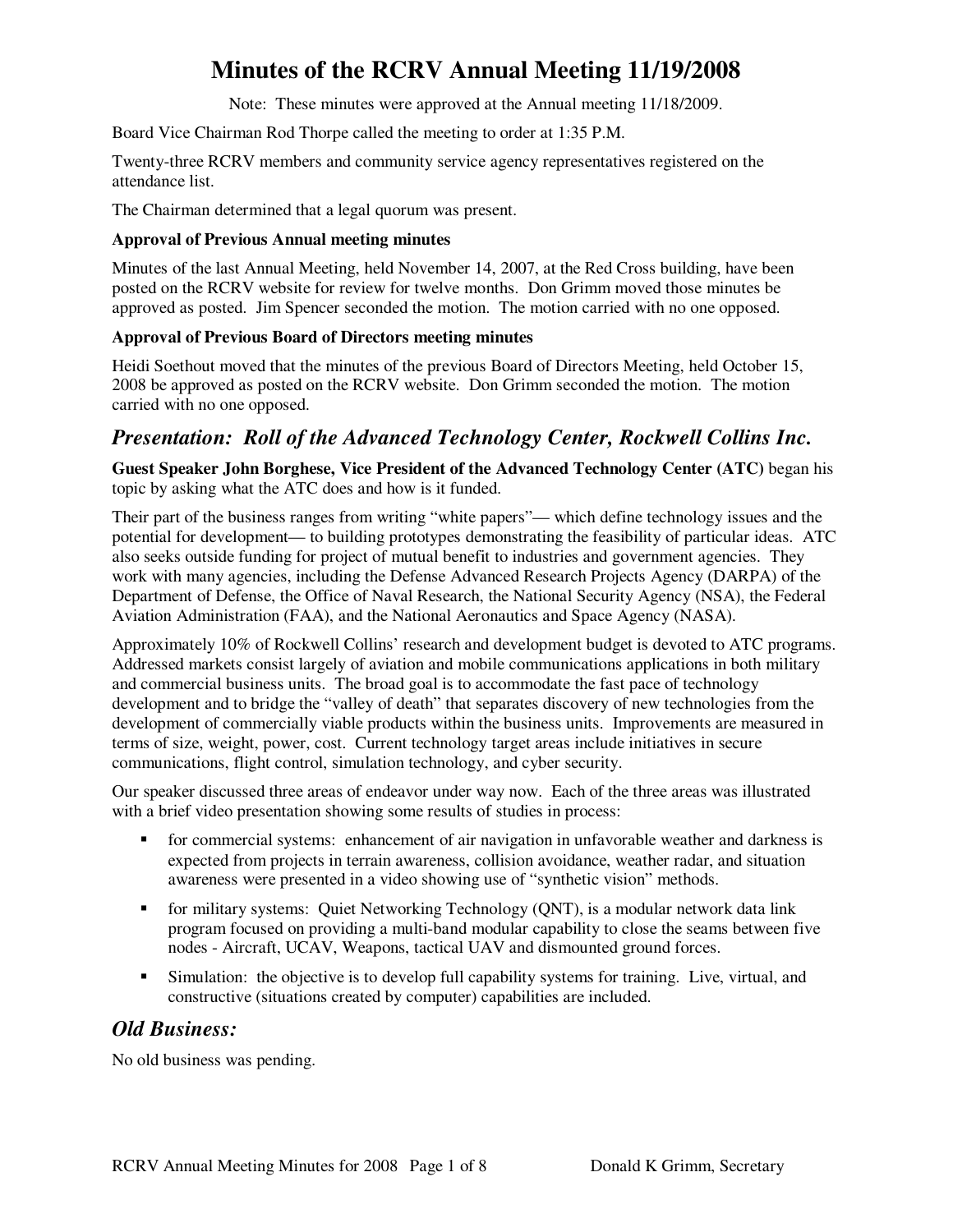# Minutes of the RCRV Annual Meeting 11/19/2008

Note: These minutes were approved at the Annual meeting 11/18/2009.

Board Vice Chairman Rod Thorpe called the meeting to order at 1:35 P.M.

Twenty-three RCRV members and community service agency representatives registered on the attendance list.

The Chairman determined that a legal quorum was present.

**Approval of Previous Annual meeting minutes**

Minutes of the last Annual Meeting, held November 14, 2007, at the Red Cross building, have been posted on the RCRV website for review for twelve months. Don Grimm moved those minutes be approved as posted. Jim Spencer seconded the motion. The motion carried with no one opposed.

**Approval of Previous Board of Directors meeting minutes**

Heidi Soethout moved that the minutes of the previous Board of Directors Meeting, held October 15, 2008 be approved as posted on the RCRV website. Don Grimm seconded the motion. The motion carried with no one opposed.

## *Presentation: Roll of the Advanced Technology Center, Rockwell Collins Inc.*

**Guest Speaker John Borghese, Vice President of the Advanced Technology Center (ATC)** began his topic by asking what the ATC does and how is it funded.

Their part of the business ranges from writing "white papers"— which define technology issues and the potential for development— to building prototypes demonstrating the feasibility of particular ideas. ATC also seeks outside funding for project of mutual benefit to industries and government agencies. They work with many agencies, including the Defense Advanced Research Projects Agency (DARPA) of the Department of Defense, the Office of Naval Research, the National Security Agency (NSA), the Federal Aviation Administration (FAA), and the National Aeronautics and Space Agency (NASA).

Approximately 10% of Rockwell Collins' research and development budget is devoted to ATC programs. Addressed markets consist largely of aviation and mobile communications applications in both military and commercial business units. The broad goal is to accommodate the fast pace of technology development and to bridge the "valley of death" that separates discovery of new technologies from the development of commercially viable products within the business units. Improvements are measured in terms of size, weight, power, cost. Current technology target areas include initiatives in secure communications, flight control, simulation technology, and cyber security.

Our speaker discussed three areas of endeavor under way now. Each of the three areas was illustrated with a brief video presentation showing some results of studies in process:

- for commercial systems: enhancement of air navigation in unfavorable weather and darkness is expected from projects in terrain awareness, collision avoidance, weather radar, and situation awareness were presented in a video showing use of "synthetic vision" methods.
- for military systems: Quiet Networking Technology (QNT), is a modular network data link program focused on providing a multi-band modular capability to close the seams between five nodes - Aircraft, UCAV, Weapons, tactical UAV and dismounted ground forces.
- Simulation: the objective is to develop full capability systems for training. Live, virtual, and constructive (situations created by computer) capabilities are included.

## *Old Business:*

No old business was pending.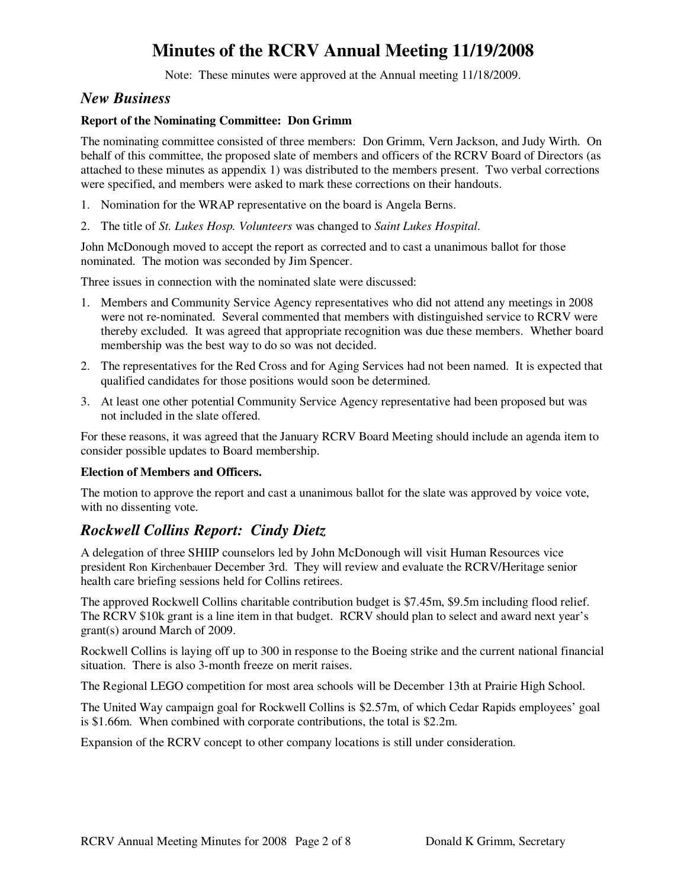# Minutes of the RCRV Annual Meeting 11/19/2008

Note: These minutes were approved at the Annual meeting 11/18/2009.

## *New Business*

**Report of the Nominating Committee: Don Grimm**

The nominating committee consisted of three members: Don Grimm, Vern Jackson, and Judy Wirth. On behalf of this committee, the proposed slate of members and officers of the RCRV Board of Directors (as attached to these minutes as appendix 1) was distributed to the members present. Two verbal corrections were specified, and members were asked to mark these corrections on their handouts.

1. Nomination for the WRAP representative on the board is Angela Berns.
2. The title of *St. Lukes Hosp. Volunteers* was changed to *Saint Lukes Hospital*.

John McDonough moved to accept the report as corrected and to cast a unanimous ballot for those nominated. The motion was seconded by Jim Spencer.

Three issues in connection with the nominated slate were discussed:

1. Members and Community Service Agency representatives who did not attend any meetings in 2008 were not re-nominated. Several commented that members with distinguished service to RCRV were thereby excluded. It was agreed that appropriate recognition was due these members. Whether board membership was the best way to do so was not decided.
2. The representatives for the Red Cross and for Aging Services had not been named. It is expected that qualified candidates for those positions would soon be determined.
3. At least one other potential Community Service Agency representative had been proposed but was not included in the slate offered.

For these reasons, it was agreed that the January RCRV Board Meeting should include an agenda item to consider possible updates to Board membership.

**Election of Members and Officers.**

The motion to approve the report and cast a unanimous ballot for the slate was approved by voice vote, with no dissenting vote.

## *Rockwell Collins Report: Cindy Dietz*

A delegation of three SHIIP counselors led by John McDonough will visit Human Resources vice president Ron Kirchenbauer December 3rd. They will review and evaluate the RCRV/Heritage senior health care briefing sessions held for Collins retirees.

The approved Rockwell Collins charitable contribution budget is \$7.45m, \$9.5m including flood relief. The RCRV \$10k grant is a line item in that budget. RCRV should plan to select and award next year's grant(s) around March of 2009.

Rockwell Collins is laying off up to 300 in response to the Boeing strike and the current national financial situation. There is also 3-month freeze on merit raises.

The Regional LEGO competition for most area schools will be December 13th at Prairie High School.

The United Way campaign goal for Rockwell Collins is \$2.57m, of which Cedar Rapids employees' goal is \$1.66m. When combined with corporate contributions, the total is \$2.2m.

Expansion of the RCRV concept to other company locations is still under consideration.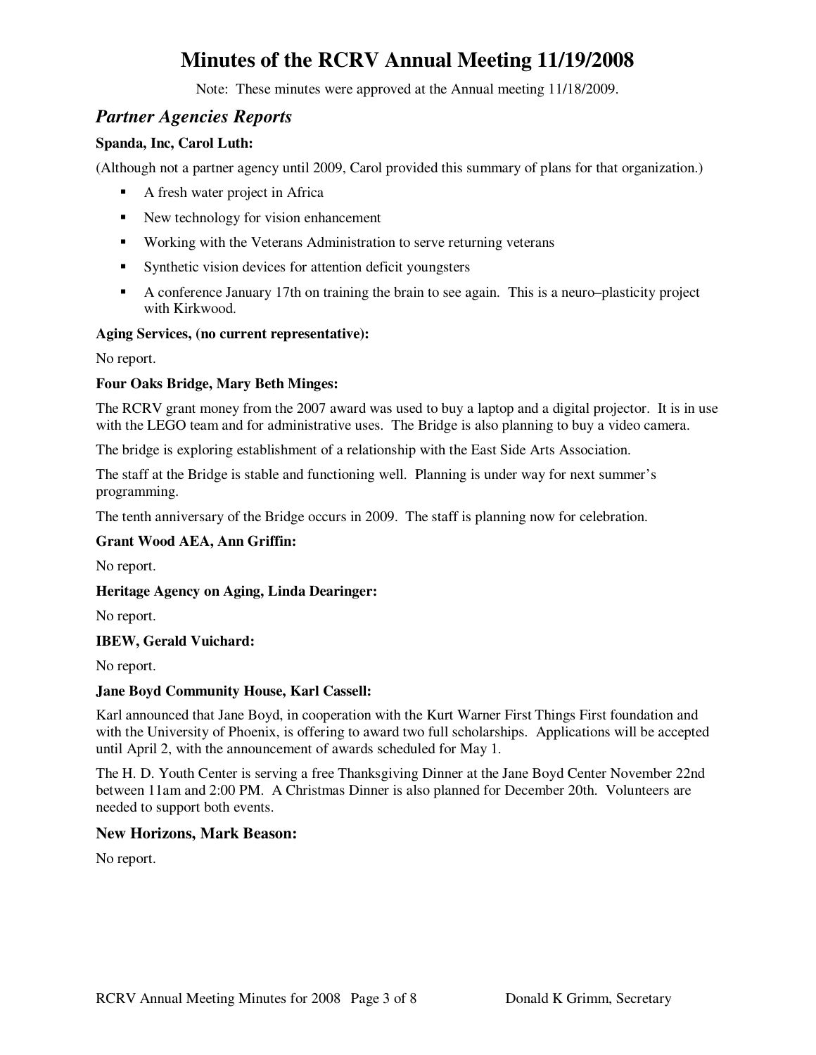# Minutes of the RCRV Annual Meeting 11/19/2008

Note: These minutes were approved at the Annual meeting 11/18/2009.

## *Partner Agencies Reports*

**Spanda, Inc, Carol Luth:**

(Although not a partner agency until 2009, Carol provided this summary of plans for that organization.)

- A fresh water project in Africa
- New technology for vision enhancement
- Working with the Veterans Administration to serve returning veterans
- Synthetic vision devices for attention deficit youngsters
- A conference January 17th on training the brain to see again. This is a neuro–plasticity project with Kirkwood.

**Aging Services, (no current representative):**

No report.

**Four Oaks Bridge, Mary Beth Minges:**

The RCRV grant money from the 2007 award was used to buy a laptop and a digital projector. It is in use with the LEGO team and for administrative uses. The Bridge is also planning to buy a video camera.

The bridge is exploring establishment of a relationship with the East Side Arts Association.

The staff at the Bridge is stable and functioning well. Planning is under way for next summer's programming.

The tenth anniversary of the Bridge occurs in 2009. The staff is planning now for celebration.

**Grant Wood AEA, Ann Griffin:**

No report.

**Heritage Agency on Aging, Linda Dearinger:**

No report.

**IBEW, Gerald Vuichard:**

No report.

**Jane Boyd Community House, Karl Cassell:**

Karl announced that Jane Boyd, in cooperation with the Kurt Warner First Things First foundation and with the University of Phoenix, is offering to award two full scholarships. Applications will be accepted until April 2, with the announcement of awards scheduled for May 1.

The H. D. Youth Center is serving a free Thanksgiving Dinner at the Jane Boyd Center November 22nd between 11am and 2:00 PM. A Christmas Dinner is also planned for December 20th. Volunteers are needed to support both events.

**New Horizons, Mark Beason:**

No report.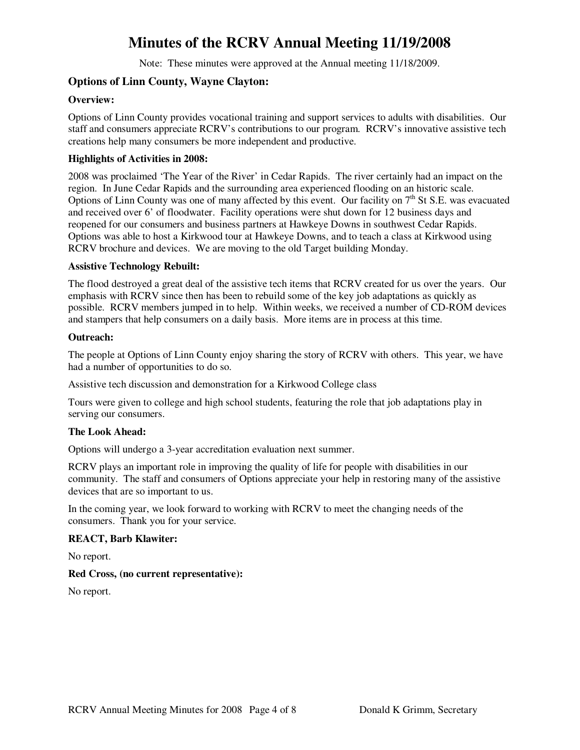# Minutes of the RCRV Annual Meeting 11/19/2008

Note: These minutes were approved at the Annual meeting 11/18/2009.

## Options of Linn County, Wayne Clayton:

### Overview:

Options of Linn County provides vocational training and support services to adults with disabilities. Our staff and consumers appreciate RCRV's contributions to our program. RCRV's innovative assistive tech creations help many consumers be more independent and productive.

### Highlights of Activities in 2008:

2008 was proclaimed 'The Year of the River' in Cedar Rapids. The river certainly had an impact on the region. In June Cedar Rapids and the surrounding area experienced flooding on an historic scale. Options of Linn County was one of many affected by this event. Our facility on 7th St S.E. was evacuated and received over 6' of floodwater. Facility operations were shut down for 12 business days and reopened for our consumers and business partners at Hawkeye Downs in southwest Cedar Rapids. Options was able to host a Kirkwood tour at Hawkeye Downs, and to teach a class at Kirkwood using RCRV brochure and devices. We are moving to the old Target building Monday.

### Assistive Technology Rebuilt:

The flood destroyed a great deal of the assistive tech items that RCRV created for us over the years. Our emphasis with RCRV since then has been to rebuild some of the key job adaptations as quickly as possible. RCRV members jumped in to help. Within weeks, we received a number of CD-ROM devices and stampers that help consumers on a daily basis. More items are in process at this time.

### Outreach:

The people at Options of Linn County enjoy sharing the story of RCRV with others. This year, we have had a number of opportunities to do so.

Assistive tech discussion and demonstration for a Kirkwood College class

Tours were given to college and high school students, featuring the role that job adaptations play in serving our consumers.

### The Look Ahead:

Options will undergo a 3-year accreditation evaluation next summer.

RCRV plays an important role in improving the quality of life for people with disabilities in our community. The staff and consumers of Options appreciate your help in restoring many of the assistive devices that are so important to us.

In the coming year, we look forward to working with RCRV to meet the changing needs of the consumers. Thank you for your service.

## REACT, Barb Klawiter:

No report.

## Red Cross, (no current representative):

No report.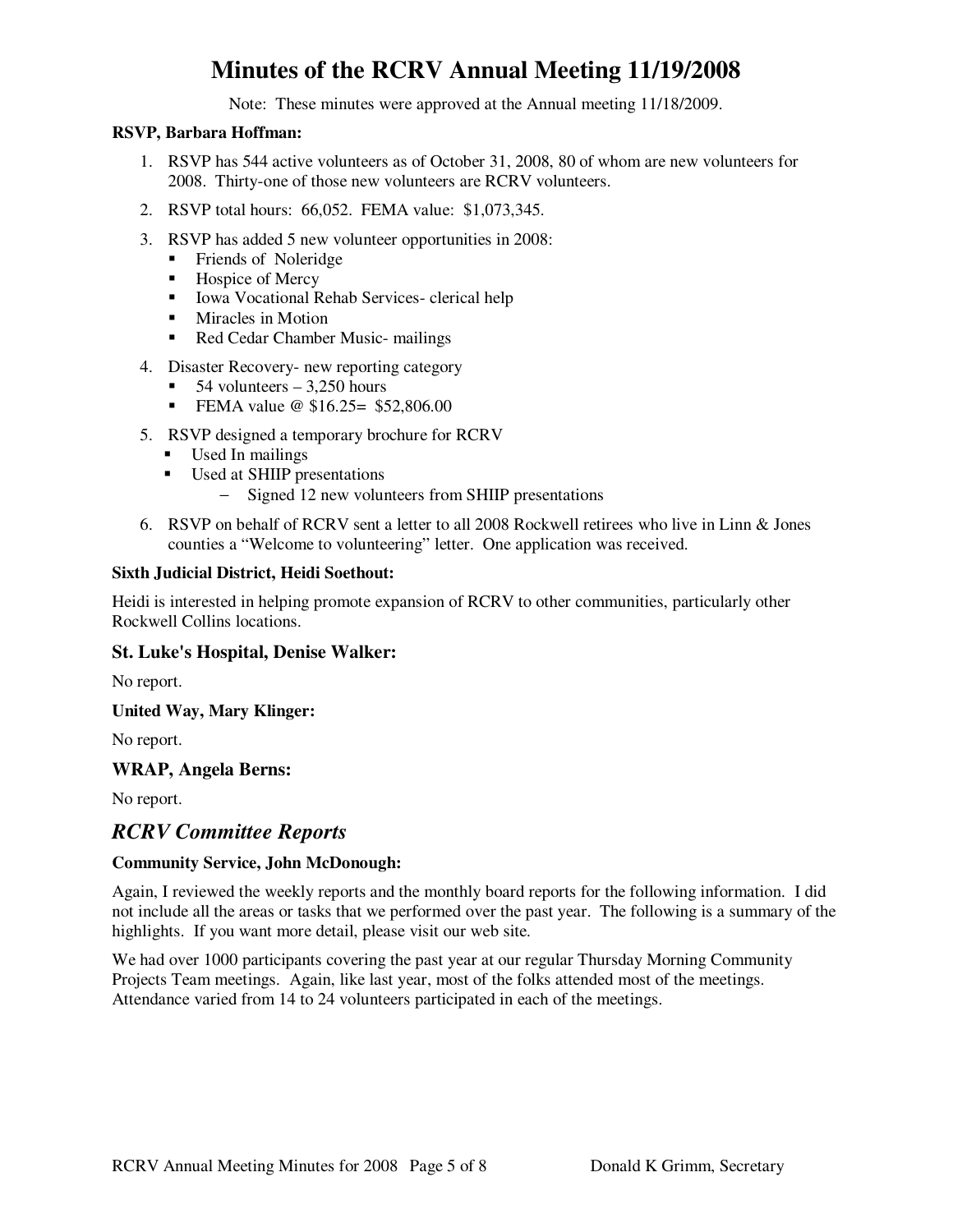# Minutes of the RCRV Annual Meeting 11/19/2008

Note: These minutes were approved at the Annual meeting 11/18/2009.

**RSVP, Barbara Hoffman:**

1. RSVP has 544 active volunteers as of October 31, 2008, 80 of whom are new volunteers for 2008. Thirty-one of those new volunteers are RCRV volunteers.
2. RSVP total hours: 66,052. FEMA value: $1,073,345.
3. RSVP has added 5 new volunteer opportunities in 2008:
   - Friends of Noleridge
   - Hospice of Mercy
   - Iowa Vocational Rehab Services- clerical help
   - Miracles in Motion
   - Red Cedar Chamber Music- mailings
4. Disaster Recovery- new reporting category
   - 54 volunteers – 3,250 hours
   - FEMA value @ $16.25= $52,806.00
5. RSVP designed a temporary brochure for RCRV
   - Used In mailings
   - Used at SHIIP presentations
     - Signed 12 new volunteers from SHIIP presentations
6. RSVP on behalf of RCRV sent a letter to all 2008 Rockwell retirees who live in Linn & Jones counties a "Welcome to volunteering" letter. One application was received.

**Sixth Judicial District, Heidi Soethout:**

Heidi is interested in helping promote expansion of RCRV to other communities, particularly other Rockwell Collins locations.

**St. Luke's Hospital, Denise Walker:**

No report.

**United Way, Mary Klinger:**

No report.

**WRAP, Angela Berns:**

No report.

## *RCRV Committee Reports*

**Community Service, John McDonough:**

Again, I reviewed the weekly reports and the monthly board reports for the following information. I did not include all the areas or tasks that we performed over the past year. The following is a summary of the highlights. If you want more detail, please visit our web site.

We had over 1000 participants covering the past year at our regular Thursday Morning Community Projects Team meetings. Again, like last year, most of the folks attended most of the meetings. Attendance varied from 14 to 24 volunteers participated in each of the meetings.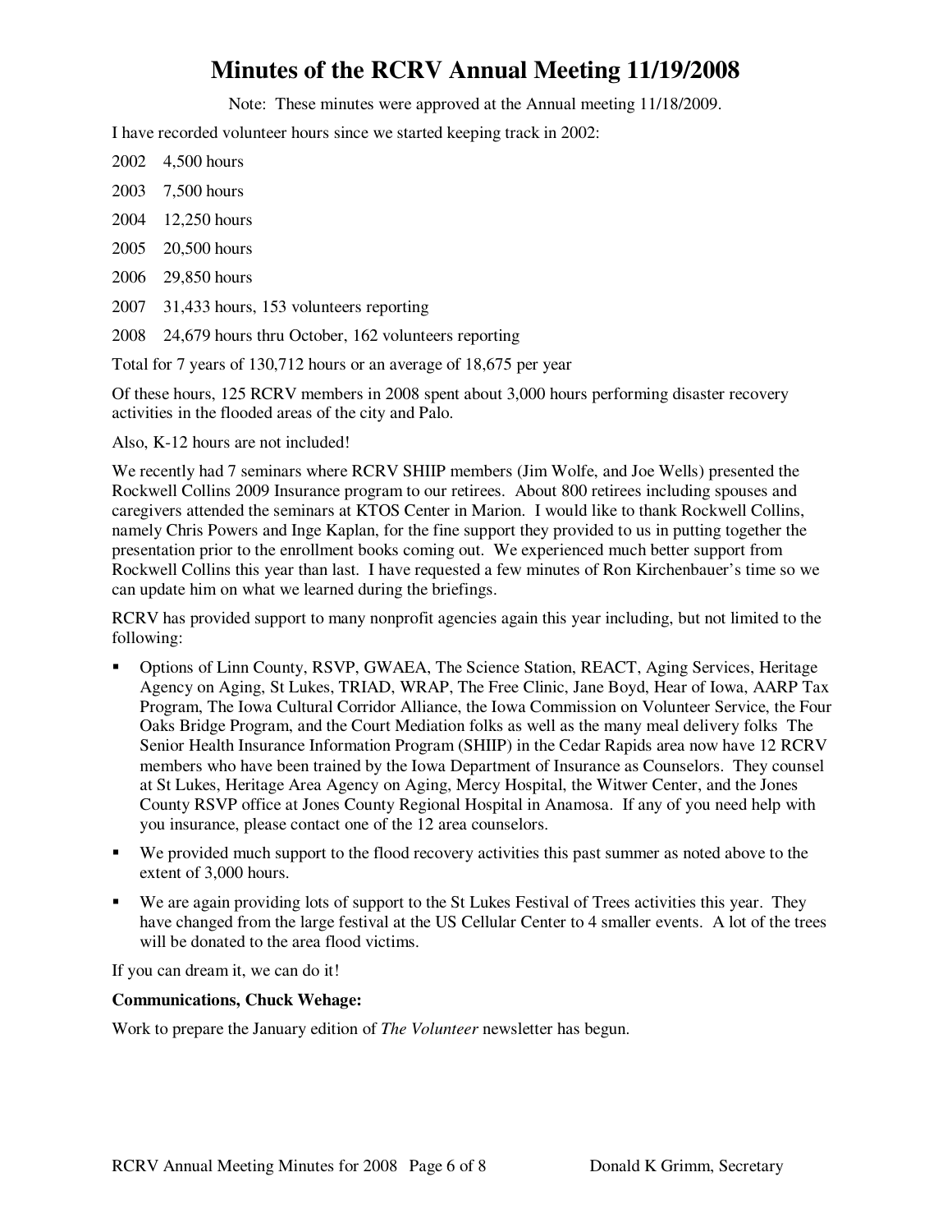# Minutes of the RCRV Annual Meeting 11/19/2008

Note: These minutes were approved at the Annual meeting 11/18/2009.

I have recorded volunteer hours since we started keeping track in 2002:

2002 4,500 hours

2003 7,500 hours

2004 12,250 hours

2005 20,500 hours

2006 29,850 hours

2007 31,433 hours, 153 volunteers reporting

2008 24,679 hours thru October, 162 volunteers reporting

Total for 7 years of 130,712 hours or an average of 18,675 per year

Of these hours, 125 RCRV members in 2008 spent about 3,000 hours performing disaster recovery activities in the flooded areas of the city and Palo.

Also, K-12 hours are not included!

We recently had 7 seminars where RCRV SHIIP members (Jim Wolfe, and Joe Wells) presented the Rockwell Collins 2009 Insurance program to our retirees. About 800 retirees including spouses and caregivers attended the seminars at KTOS Center in Marion. I would like to thank Rockwell Collins, namely Chris Powers and Inge Kaplan, for the fine support they provided to us in putting together the presentation prior to the enrollment books coming out. We experienced much better support from Rockwell Collins this year than last. I have requested a few minutes of Ron Kirchenbauer's time so we can update him on what we learned during the briefings.

RCRV has provided support to many nonprofit agencies again this year including, but not limited to the following:

- Options of Linn County, RSVP, GWAEA, The Science Station, REACT, Aging Services, Heritage Agency on Aging, St Lukes, TRIAD, WRAP, The Free Clinic, Jane Boyd, Hear of Iowa, AARP Tax Program, The Iowa Cultural Corridor Alliance, the Iowa Commission on Volunteer Service, the Four Oaks Bridge Program, and the Court Mediation folks as well as the many meal delivery folks The Senior Health Insurance Information Program (SHIIP) in the Cedar Rapids area now have 12 RCRV members who have been trained by the Iowa Department of Insurance as Counselors. They counsel at St Lukes, Heritage Area Agency on Aging, Mercy Hospital, the Witwer Center, and the Jones County RSVP office at Jones County Regional Hospital in Anamosa. If any of you need help with you insurance, please contact one of the 12 area counselors.
- We provided much support to the flood recovery activities this past summer as noted above to the extent of 3,000 hours.
- We are again providing lots of support to the St Lukes Festival of Trees activities this year. They have changed from the large festival at the US Cellular Center to 4 smaller events. A lot of the trees will be donated to the area flood victims.

If you can dream it, we can do it!

**Communications, Chuck Wehage:**

Work to prepare the January edition of *The Volunteer* newsletter has begun.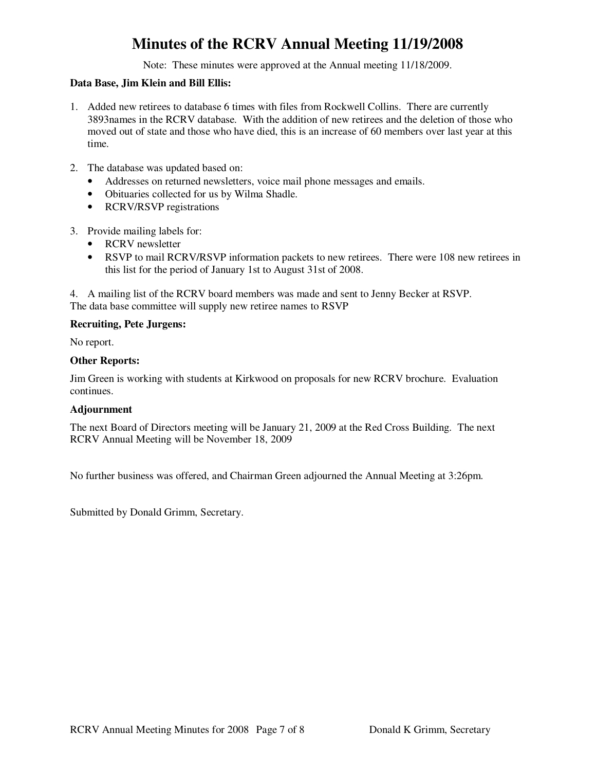# Minutes of the RCRV Annual Meeting 11/19/2008

Note: These minutes were approved at the Annual meeting 11/18/2009.

**Data Base, Jim Klein and Bill Ellis:**

1. Added new retirees to database 6 times with files from Rockwell Collins. There are currently 3893names in the RCRV database. With the addition of new retirees and the deletion of those who moved out of state and those who have died, this is an increase of 60 members over last year at this time.

2. The database was updated based on:
   - Addresses on returned newsletters, voice mail phone messages and emails.
   - Obituaries collected for us by Wilma Shadle.
   - RCRV/RSVP registrations

3. Provide mailing labels for:
   - RCRV newsletter
   - RSVP to mail RCRV/RSVP information packets to new retirees. There were 108 new retirees in this list for the period of January 1st to August 31st of 2008.

4. A mailing list of the RCRV board members was made and sent to Jenny Becker at RSVP. The data base committee will supply new retiree names to RSVP

**Recruiting, Pete Jurgens:**

No report.

**Other Reports:**

Jim Green is working with students at Kirkwood on proposals for new RCRV brochure. Evaluation continues.

**Adjournment**

The next Board of Directors meeting will be January 21, 2009 at the Red Cross Building. The next RCRV Annual Meeting will be November 18, 2009

No further business was offered, and Chairman Green adjourned the Annual Meeting at 3:26pm.

Submitted by Donald Grimm, Secretary.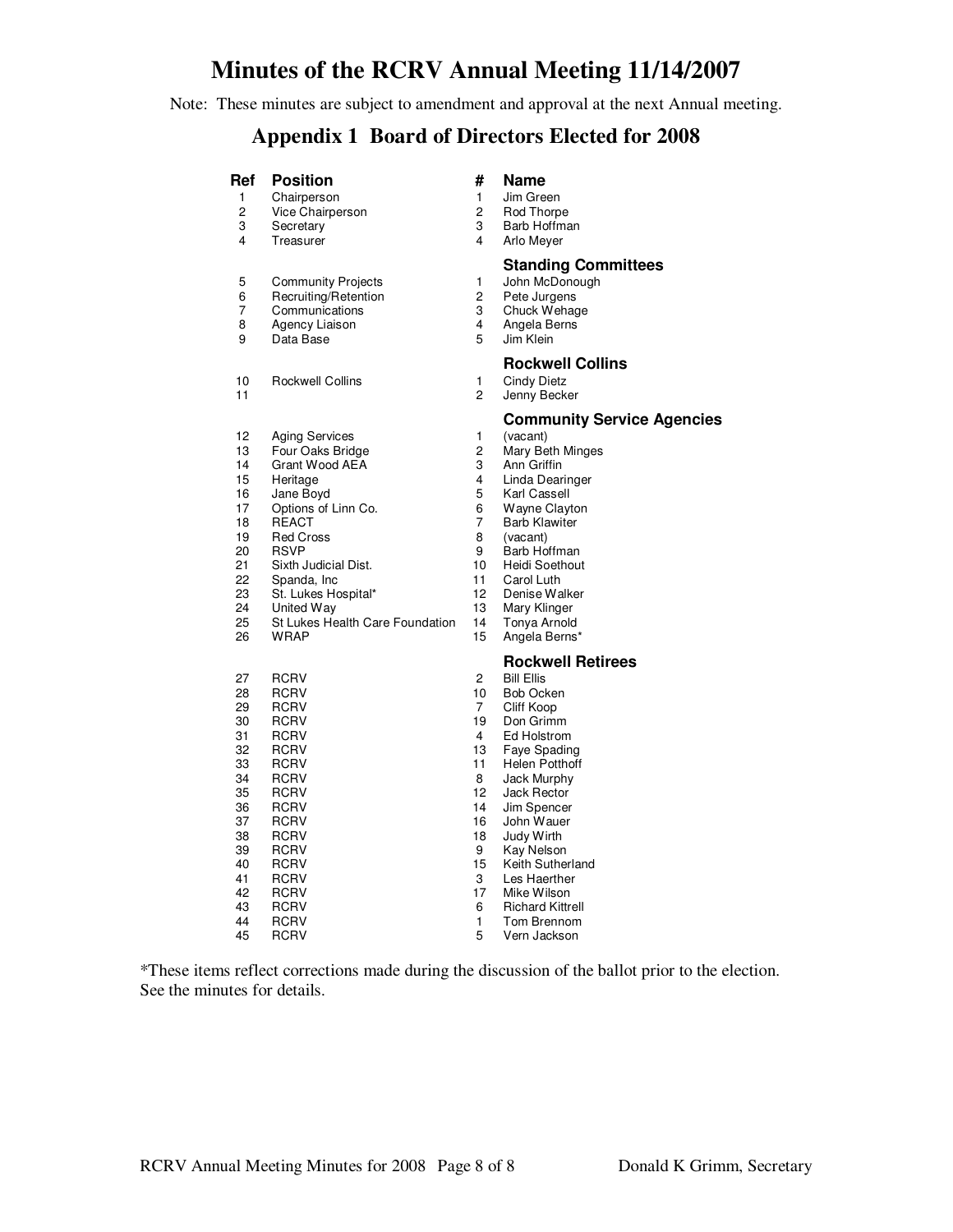# Minutes of the RCRV Annual Meeting 11/14/2007

Note: These minutes are subject to amendment and approval at the next Annual meeting.

## Appendix 1 Board of Directors Elected for 2008

| Ref | Position | # | Name |
|---|---|---|---|
| 1 | Chairperson | 1 | Jim Green |
| 2 | Vice Chairperson | 2 | Rod Thorpe |
| 3 | Secretary | 3 | Barb Hoffman |
| 4 | Treasurer | 4 | Arlo Meyer |
| | | | **Standing Committees** |
| 5 | Community Projects | 1 | John McDonough |
| 6 | Recruiting/Retention | 2 | Pete Jurgens |
| 7 | Communications | 3 | Chuck Wehage |
| 8 | Agency Liaison | 4 | Angela Berns |
| 9 | Data Base | 5 | Jim Klein |
| | | | **Rockwell Collins** |
| 10 | Rockwell Collins | 1 | Cindy Dietz |
| 11 | | 2 | Jenny Becker |
| | | | **Community Service Agencies** |
| 12 | Aging Services | 1 | (vacant) |
| 13 | Four Oaks Bridge | 2 | Mary Beth Minges |
| 14 | Grant Wood AEA | 3 | Ann Griffin |
| 15 | Heritage | 4 | Linda Dearinger |
| 16 | Jane Boyd | 5 | Karl Cassell |
| 17 | Options of Linn Co. | 6 | Wayne Clayton |
| 18 | REACT | 7 | Barb Klawiter |
| 19 | Red Cross | 8 | (vacant) |
| 20 | RSVP | 9 | Barb Hoffman |
| 21 | Sixth Judicial Dist. | 10 | Heidi Soethout |
| 22 | Spanda, Inc | 11 | Carol Luth |
| 23 | St. Lukes Hospital* | 12 | Denise Walker |
| 24 | United Way | 13 | Mary Klinger |
| 25 | St Lukes Health Care Foundation | 14 | Tonya Arnold |
| 26 | WRAP | 15 | Angela Berns* |
| | | | **Rockwell Retirees** |
| 27 | RCRV | 2 | Bill Ellis |
| 28 | RCRV | 10 | Bob Ocken |
| 29 | RCRV | 7 | Cliff Koop |
| 30 | RCRV | 19 | Don Grimm |
| 31 | RCRV | 4 | Ed Holstrom |
| 32 | RCRV | 13 | Faye Spading |
| 33 | RCRV | 11 | Helen Potthoff |
| 34 | RCRV | 8 | Jack Murphy |
| 35 | RCRV | 12 | Jack Rector |
| 36 | RCRV | 14 | Jim Spencer |
| 37 | RCRV | 16 | John Wauer |
| 38 | RCRV | 18 | Judy Wirth |
| 39 | RCRV | 9 | Kay Nelson |
| 40 | RCRV | 15 | Keith Sutherland |
| 41 | RCRV | 3 | Les Haerther |
| 42 | RCRV | 17 | Mike Wilson |
| 43 | RCRV | 6 | Richard Kittrell |
| 44 | RCRV | 1 | Tom Brennom |
| 45 | RCRV | 5 | Vern Jackson |

*These items reflect corrections made during the discussion of the ballot prior to the election. See the minutes for details.